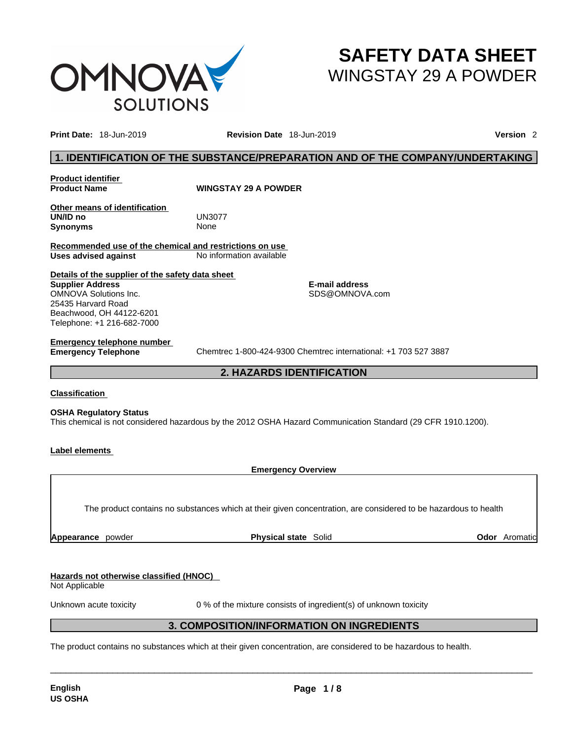# SAFETY DATA SHEET
## WINGSTAY 29 A POWDER

**Print Date:** 18-Jun-2019 **Revision Date** 18-Jun-2019 **Version** 2

## 1. IDENTIFICATION OF THE SUBSTANCE/PREPARATION AND OF THE COMPANY/UNDERTAKING

**Product identifier**

**Product Name** **WINGSTAY 29 A POWDER**

**Other means of identification**

**UN/ID no** UN3077

**Synonyms** None

**Recommended use of the chemical and restrictions on use**

**Uses advised against** No information available

**Details of the supplier of the safety data sheet**

**Supplier Address**
OMNOVA Solutions Inc.
25435 Harvard Road
Beachwood, OH 44122-6201
Telephone: +1 216-682-7000

**E-mail address**
SDS@OMNOVA.com

**Emergency telephone number**

**Emergency Telephone** Chemtrec 1-800-424-9300 Chemtrec international: +1 703 527 3887

## 2. HAZARDS IDENTIFICATION

**Classification**

**OSHA Regulatory Status**
This chemical is not considered hazardous by the 2012 OSHA Hazard Communication Standard (29 CFR 1910.1200).

**Label elements**

**Emergency Overview**

The product contains no substances which at their given concentration, are considered to be hazardous to health

**Appearance** powder **Physical state** Solid **Odor** Aromatic

**Hazards not otherwise classified (HNOC)**
Not Applicable

Unknown acute toxicity 0 % of the mixture consists of ingredient(s) of unknown toxicity

## 3. COMPOSITION/INFORMATION ON INGREDIENTS

The product contains no substances which at their given concentration, are considered to be hazardous to health.

English
US OSHA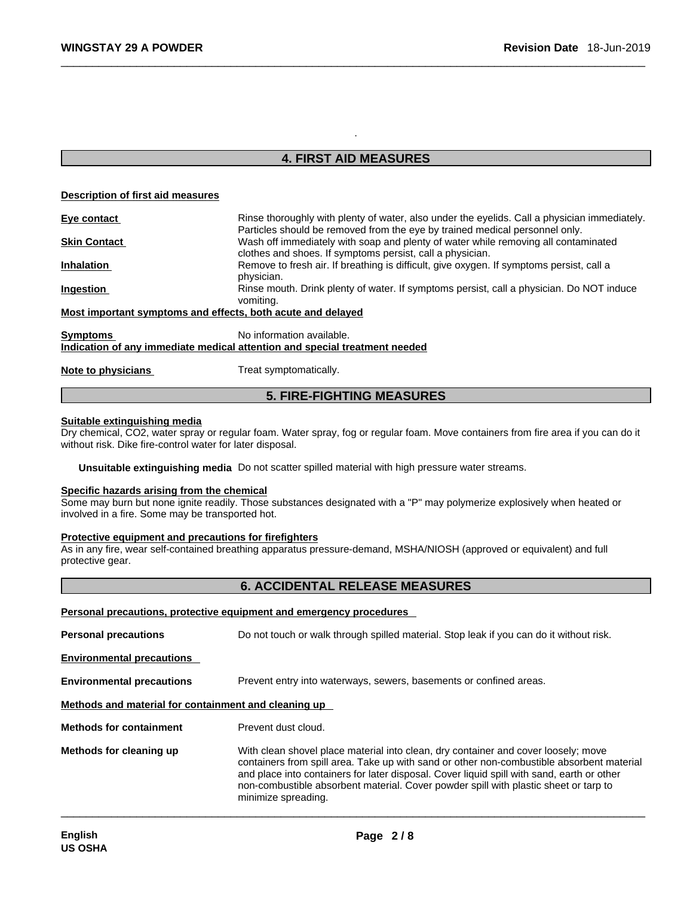## 4. FIRST AID MEASURES

**Description of first aid measures**

**Eye contact** Rinse thoroughly with plenty of water, also under the eyelids. Call a physician immediately. Particles should be removed from the eye by trained medical personnel only.

**Skin Contact** Wash off immediately with soap and plenty of water while removing all contaminated clothes and shoes. If symptoms persist, call a physician.

**Inhalation** Remove to fresh air. If breathing is difficult, give oxygen. If symptoms persist, call a physician.

**Ingestion** Rinse mouth. Drink plenty of water. If symptoms persist, call a physician. Do NOT induce vomiting.

**Most important symptoms and effects, both acute and delayed**

**Symptoms** No information available.

**Indication of any immediate medical attention and special treatment needed**

**Note to physicians** Treat symptomatically.

## 5. FIRE-FIGHTING MEASURES

**Suitable extinguishing media**

Dry chemical, $CO_2$, water spray or regular foam. Water spray, fog or regular foam. Move containers from fire area if you can do it without risk. Dike fire-control water for later disposal.

**Unsuitable extinguishing media** Do not scatter spilled material with high pressure water streams.

**Specific hazards arising from the chemical**

Some may burn but none ignite readily. Those substances designated with a "P" may polymerize explosively when heated or involved in a fire. Some may be transported hot.

**Protective equipment and precautions for firefighters**

As in any fire, wear self-contained breathing apparatus pressure-demand, MSHA/NIOSH (approved or equivalent) and full protective gear.

## 6. ACCIDENTAL RELEASE MEASURES

**Personal precautions, protective equipment and emergency procedures**

**Personal precautions** Do not touch or walk through spilled material. Stop leak if you can do it without risk.

**Environmental precautions**

**Environmental precautions** Prevent entry into waterways, sewers, basements or confined areas.

**Methods and material for containment and cleaning up**

**Methods for containment** Prevent dust cloud.

**Methods for cleaning up** With clean shovel place material into clean, dry container and cover loosely; move containers from spill area. Take up with sand or other non-combustible absorbent material and place into containers for later disposal. Cover liquid spill with sand, earth or other non-combustible absorbent material. Cover powder spill with plastic sheet or tarp to minimize spreading.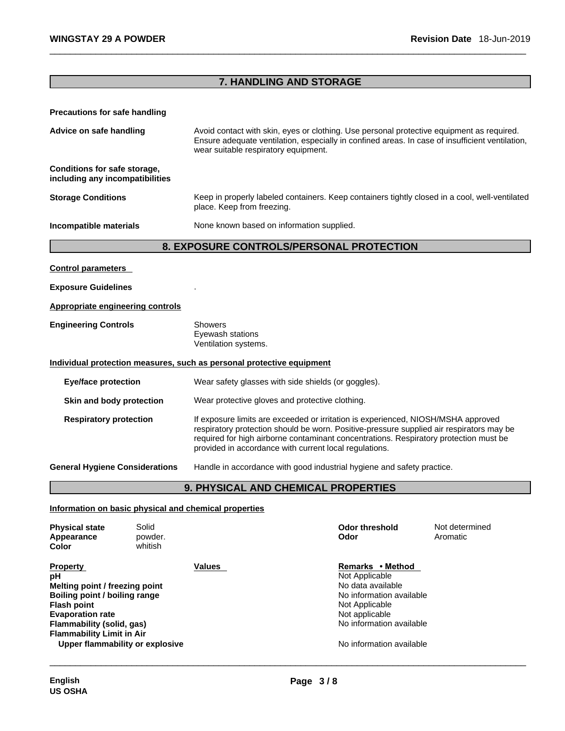## 7. HANDLING AND STORAGE

**Precautions for safe handling**

**Advice on safe handling** Avoid contact with skin, eyes or clothing. Use personal protective equipment as required. Ensure adequate ventilation, especially in confined areas. In case of insufficient ventilation, wear suitable respiratory equipment.

**Conditions for safe storage, including any incompatibilities**

**Storage Conditions** Keep in properly labeled containers. Keep containers tightly closed in a cool, well-ventilated place. Keep from freezing.

**Incompatible materials** None known based on information supplied.

## 8. EXPOSURE CONTROLS/PERSONAL PROTECTION

**Control parameters**

**Exposure Guidelines** .

**Appropriate engineering controls**

**Engineering Controls**
Showers
Eyewash stations
Ventilation systems.

**Individual protection measures, such as personal protective equipment**

**Eye/face protection** Wear safety glasses with side shields (or goggles).

**Skin and body protection** Wear protective gloves and protective clothing.

**Respiratory protection** If exposure limits are exceeded or irritation is experienced, NIOSH/MSHA approved respiratory protection should be worn. Positive-pressure supplied air respirators may be required for high airborne contaminant concentrations. Respiratory protection must be provided in accordance with current local regulations.

**General Hygiene Considerations** Handle in accordance with good industrial hygiene and safety practice.

## 9. PHYSICAL AND CHEMICAL PROPERTIES

**Information on basic physical and chemical properties**

**Physical state** Solid
**Appearance** powder.
**Color** whitish
**Odor threshold** Not determined
**Odor** Aromatic

| Property | Values | Remarks • Method |
|---|---|---|
| **pH** | | Not Applicable |
| **Melting point / freezing point** | | No data available |
| **Boiling point / boiling range** | | No information available |
| **Flash point** | | Not Applicable |
| **Evaporation rate** | | Not applicable |
| **Flammability (solid, gas)** | | No information available |
| **Flammability Limit in Air** | | |
| **Upper flammability or explosive** | | No information available |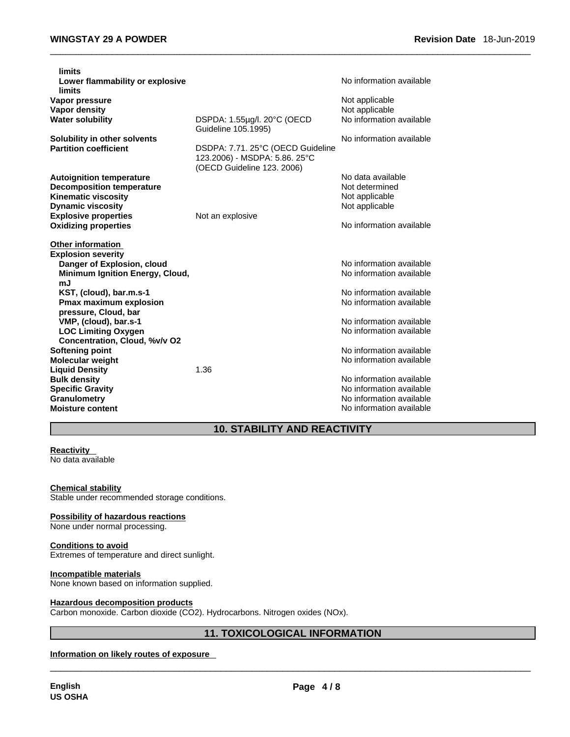| | | |
|---|---|---|
| limits | | |
| Lower flammability or explosive limits | | No information available |
| **Vapor pressure** | | Not applicable |
| **Vapor density** | | Not applicable |
| **Water solubility** | DSPDA: 1.55µg/l. 20°C (OECD Guideline 105.1995) | No information available |
| **Solubility in other solvents** | | No information available |
| **Partition coefficient** | DSDPA: 7.71. 25°C (OECD Guideline 123.2006) - MSDPA: 5.86. 25°C (OECD Guideline 123. 2006) | |
| **Autoignition temperature** | | No data available |
| **Decomposition temperature** | | Not determined |
| **Kinematic viscosity** | | Not applicable |
| **Dynamic viscosity** | | Not applicable |
| **Explosive properties** | Not an explosive | |
| **Oxidizing properties** | | No information available |

**Other information**

| | | |
|---|---|---|
| **Explosion severity** | | |
| Danger of Explosion, cloud | | No information available |
| Minimum Ignition Energy, Cloud, mJ | | No information available |
| KST, (cloud), bar.m.s-1 | | No information available |
| Pmax maximum explosion pressure, Cloud, bar | | No information available |
| VMP, (cloud), bar.s-1 | | No information available |
| LOC Limiting Oxygen Concentration, Cloud, %v/v O2 | | No information available |
| **Softening point** | | No information available |
| **Molecular weight** | | No information available |
| **Liquid Density** | 1.36 | |
| **Bulk density** | | No information available |
| **Specific Gravity** | | No information available |
| **Granulometry** | | No information available |
| **Moisture content** | | No information available |

## 10. STABILITY AND REACTIVITY

**Reactivity**
No data available

**Chemical stability**
Stable under recommended storage conditions.

**Possibility of hazardous reactions**
None under normal processing.

**Conditions to avoid**
Extremes of temperature and direct sunlight.

**Incompatible materials**
None known based on information supplied.

**Hazardous decomposition products**
Carbon monoxide. Carbon dioxide ($CO_2$). Hydrocarbons. Nitrogen oxides (NOx).

## 11. TOXICOLOGICAL INFORMATION

**Information on likely routes of exposure**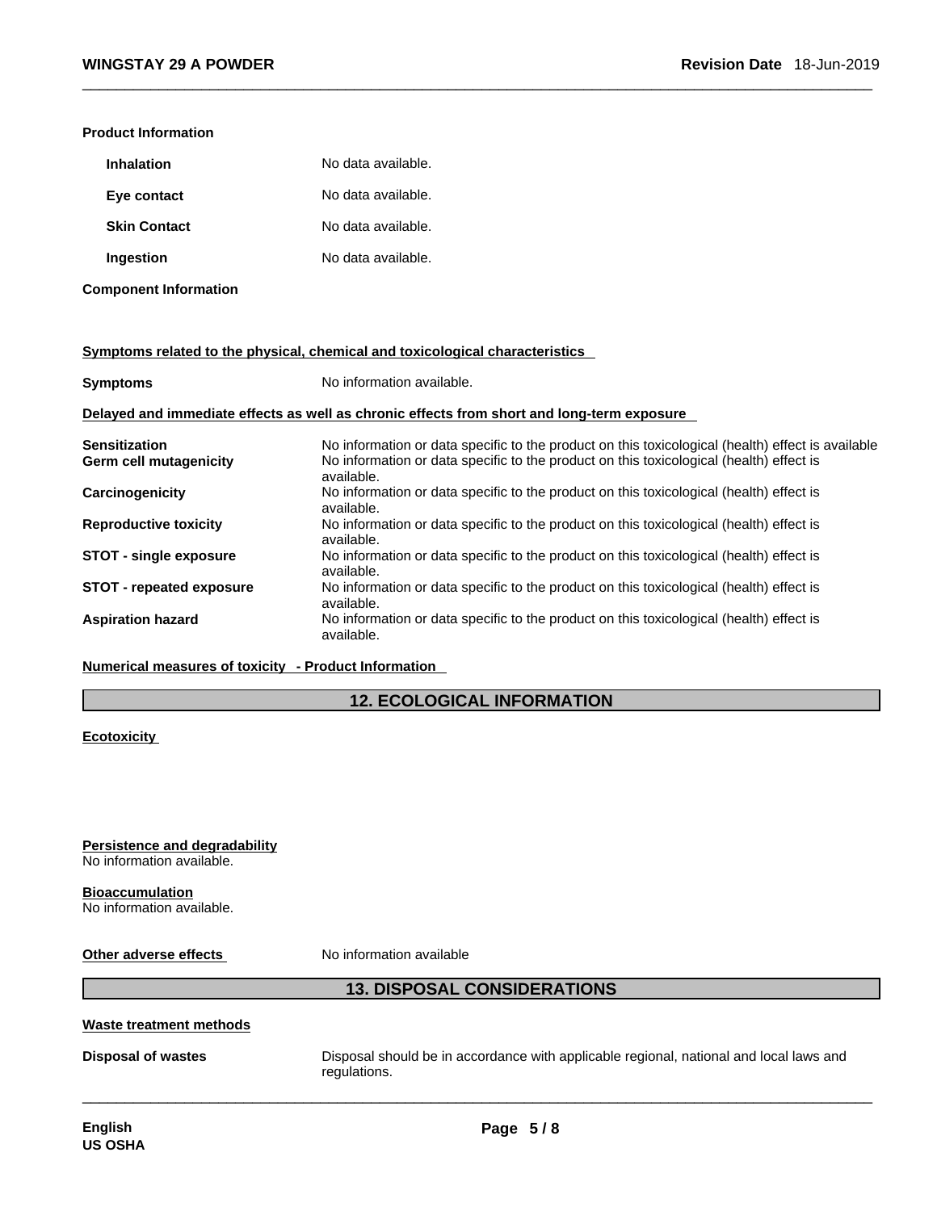**Product Information**

| | |
|---|---|
| **Inhalation** | No data available. |
| **Eye contact** | No data available. |
| **Skin Contact** | No data available. |
| **Ingestion** | No data available. |

**Component Information**

**Symptoms related to the physical, chemical and toxicological characteristics**

| | |
|---|---|
| **Symptoms** | No information available. |

**Delayed and immediate effects as well as chronic effects from short and long-term exposure**

| | |
|---|---|
| **Sensitization** | No information or data specific to the product on this toxicological (health) effect is available |
| **Germ cell mutagenicity** | No information or data specific to the product on this toxicological (health) effect is available. |
| **Carcinogenicity** | No information or data specific to the product on this toxicological (health) effect is available. |
| **Reproductive toxicity** | No information or data specific to the product on this toxicological (health) effect is available. |
| **STOT - single exposure** | No information or data specific to the product on this toxicological (health) effect is available. |
| **STOT - repeated exposure** | No information or data specific to the product on this toxicological (health) effect is available. |
| **Aspiration hazard** | No information or data specific to the product on this toxicological (health) effect is available. |

**Numerical measures of toxicity - Product Information**

## 12. ECOLOGICAL INFORMATION

**Ecotoxicity**

**Persistence and degradability**
No information available.

**Bioaccumulation**
No information available.

**Other adverse effects** No information available

## 13. DISPOSAL CONSIDERATIONS

**Waste treatment methods**

| | |
|---|---|
| **Disposal of wastes** | Disposal should be in accordance with applicable regional, national and local laws and regulations. |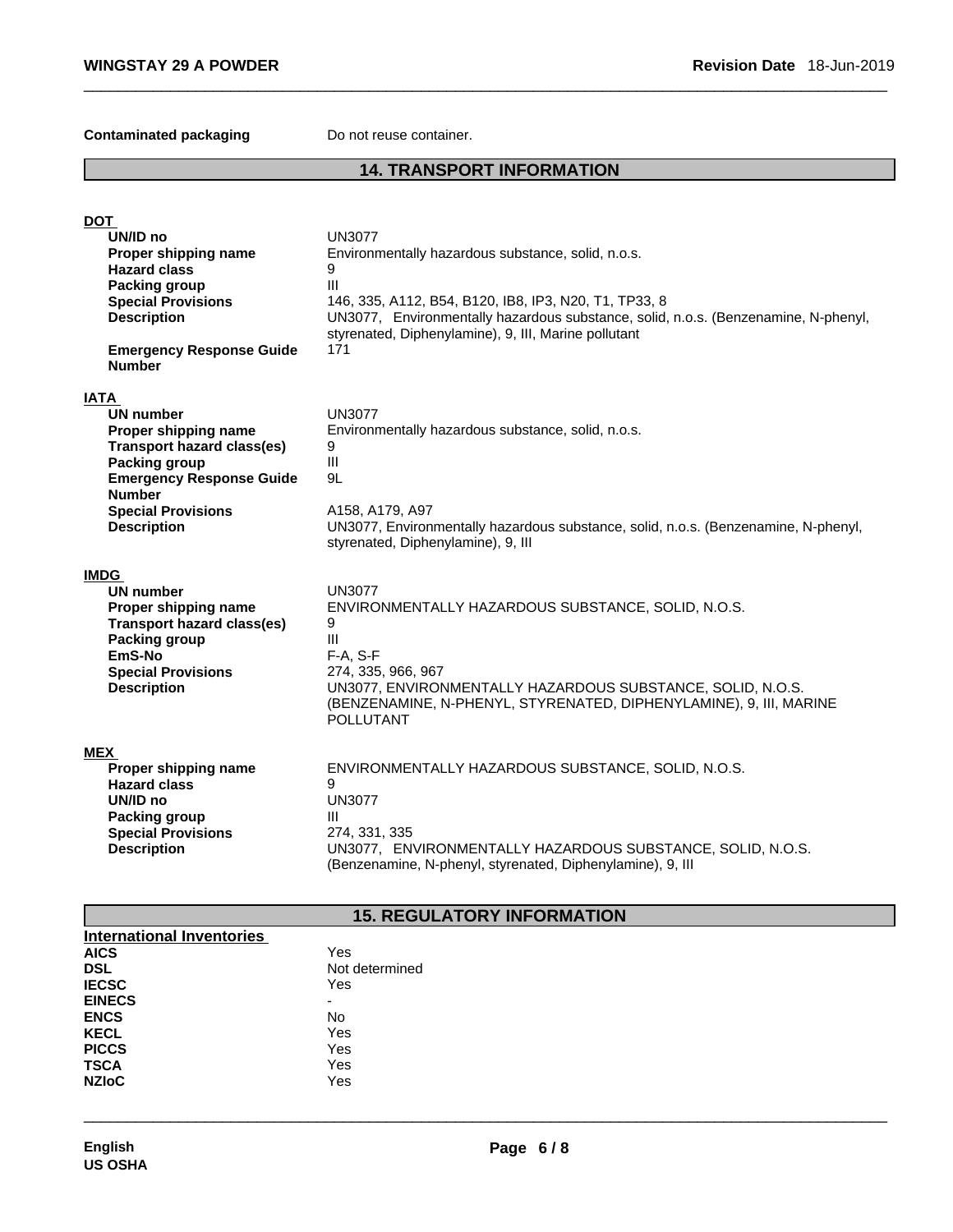**Contaminated packaging** Do not reuse container.

## 14. TRANSPORT INFORMATION

**DOT**

| | |
|---|---|
| **UN/ID no** | UN3077 |
| **Proper shipping name** | Environmentally hazardous substance, solid, n.o.s. |
| **Hazard class** | 9 |
| **Packing group** | III |
| **Special Provisions** | 146, 335, A112, B54, B120, IB8, IP3, N20, T1, TP33, 8 |
| **Description** | UN3077, Environmentally hazardous substance, solid, n.o.s. (Benzenamine, N-phenyl, styrenated, Diphenylamine), 9, III, Marine pollutant |
| **Emergency Response Guide Number** | 171 |

**IATA**

| | |
|---|---|
| **UN number** | UN3077 |
| **Proper shipping name** | Environmentally hazardous substance, solid, n.o.s. |
| **Transport hazard class(es)** | 9 |
| **Packing group** | III |
| **Emergency Response Guide Number** | 9L |
| **Special Provisions** | A158, A179, A97 |
| **Description** | UN3077, Environmentally hazardous substance, solid, n.o.s. (Benzenamine, N-phenyl, styrenated, Diphenylamine), 9, III |

**IMDG**

| | |
|---|---|
| **UN number** | UN3077 |
| **Proper shipping name** | ENVIRONMENTALLY HAZARDOUS SUBSTANCE, SOLID, N.O.S. |
| **Transport hazard class(es)** | 9 |
| **Packing group** | III |
| **EmS-No** | F-A, S-F |
| **Special Provisions** | 274, 335, 966, 967 |
| **Description** | UN3077, ENVIRONMENTALLY HAZARDOUS SUBSTANCE, SOLID, N.O.S. (BENZENAMINE, N-PHENYL, STYRENATED, DIPHENYLAMINE), 9, III, MARINE POLLUTANT |

**MEX**

| | |
|---|---|
| **Proper shipping name** | ENVIRONMENTALLY HAZARDOUS SUBSTANCE, SOLID, N.O.S. |
| **Hazard class** | 9 |
| **UN/ID no** | UN3077 |
| **Packing group** | III |
| **Special Provisions** | 274, 331, 335 |
| **Description** | UN3077, ENVIRONMENTALLY HAZARDOUS SUBSTANCE, SOLID, N.O.S. (Benzenamine, N-phenyl, styrenated, Diphenylamine), 9, III |

## 15. REGULATORY INFORMATION

**International Inventories**

| | |
|---|---|
| **AICS** | Yes |
| **DSL** | Not determined |
| **IECSC** | Yes |
| **EINECS** | - |
| **ENCS** | No |
| **KECL** | Yes |
| **PICCS** | Yes |
| **TSCA** | Yes |
| **NZIoC** | Yes |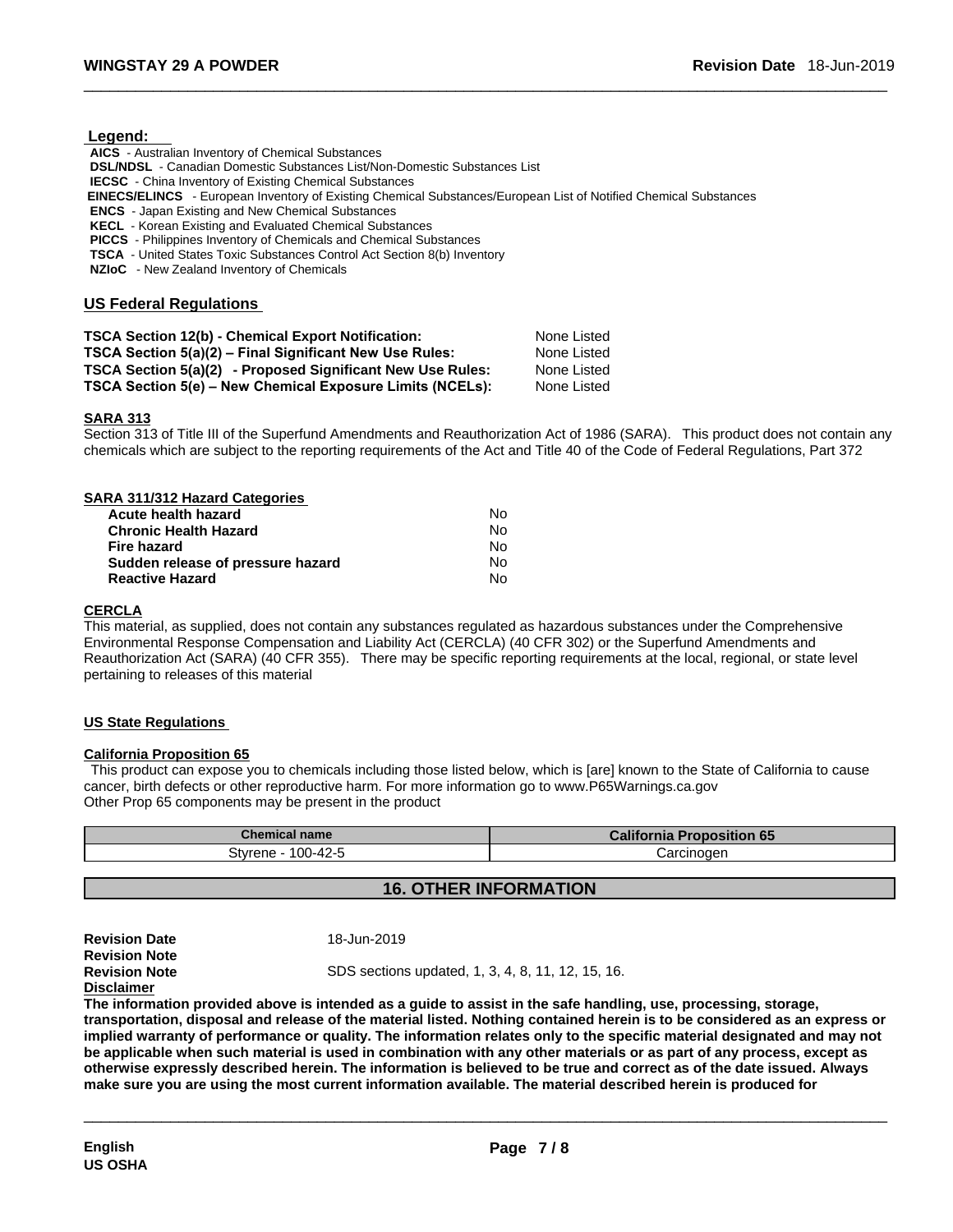**Legend:**

**AICS** - Australian Inventory of Chemical Substances
**DSL/NDSL** - Canadian Domestic Substances List/Non-Domestic Substances List
**IECSC** - China Inventory of Existing Chemical Substances
**EINECS/ELINCS** - European Inventory of Existing Chemical Substances/European List of Notified Chemical Substances
**ENCS** - Japan Existing and New Chemical Substances
**KECL** - Korean Existing and Evaluated Chemical Substances
**PICCS** - Philippines Inventory of Chemicals and Chemical Substances
**TSCA** - United States Toxic Substances Control Act Section 8(b) Inventory
**NZIoC** - New Zealand Inventory of Chemicals

## US Federal Regulations

| | |
|---|---|
| **TSCA Section 12(b) - Chemical Export Notification:** | None Listed |
| **TSCA Section 5(a)(2) – Final Significant New Use Rules:** | None Listed |
| **TSCA Section 5(a)(2) - Proposed Significant New Use Rules:** | None Listed |
| **TSCA Section 5(e) – New Chemical Exposure Limits (NCELs):** | None Listed |

### SARA 313

Section 313 of Title III of the Superfund Amendments and Reauthorization Act of 1986 (SARA). This product does not contain any chemicals which are subject to the reporting requirements of the Act and Title 40 of the Code of Federal Regulations, Part 372

### SARA 311/312 Hazard Categories

| | |
|---|---|
| **Acute health hazard** | No |
| **Chronic Health Hazard** | No |
| **Fire hazard** | No |
| **Sudden release of pressure hazard** | No |
| **Reactive Hazard** | No |

### CERCLA

This material, as supplied, does not contain any substances regulated as hazardous substances under the Comprehensive Environmental Response Compensation and Liability Act (CERCLA) (40 CFR 302) or the Superfund Amendments and Reauthorization Act (SARA) (40 CFR 355). There may be specific reporting requirements at the local, regional, or state level pertaining to releases of this material

## US State Regulations

### California Proposition 65

This product can expose you to chemicals including those listed below, which is [are] known to the State of California to cause cancer, birth defects or other reproductive harm. For more information go to www.P65Warnings.ca.gov
Other Prop 65 components may be present in the product

| Chemical name | California Proposition 65 |
|---|---|
| Styrene - 100-42-5 | Carcinogen |

## 16. OTHER INFORMATION

**Revision Date** 18-Jun-2019
**Revision Note**
**Revision Note** SDS sections updated, 1, 3, 4, 8, 11, 12, 15, 16.
**Disclaimer**
**The information provided above is intended as a guide to assist in the safe handling, use, processing, storage, transportation, disposal and release of the material listed. Nothing contained herein is to be considered as an express or implied warranty of performance or quality. The information relates only to the specific material designated and may not be applicable when such material is used in combination with any other materials or as part of any process, except as otherwise expressly described herein. The information is believed to be true and correct as of the date issued. Always make sure you are using the most current information available. The material described herein is produced for**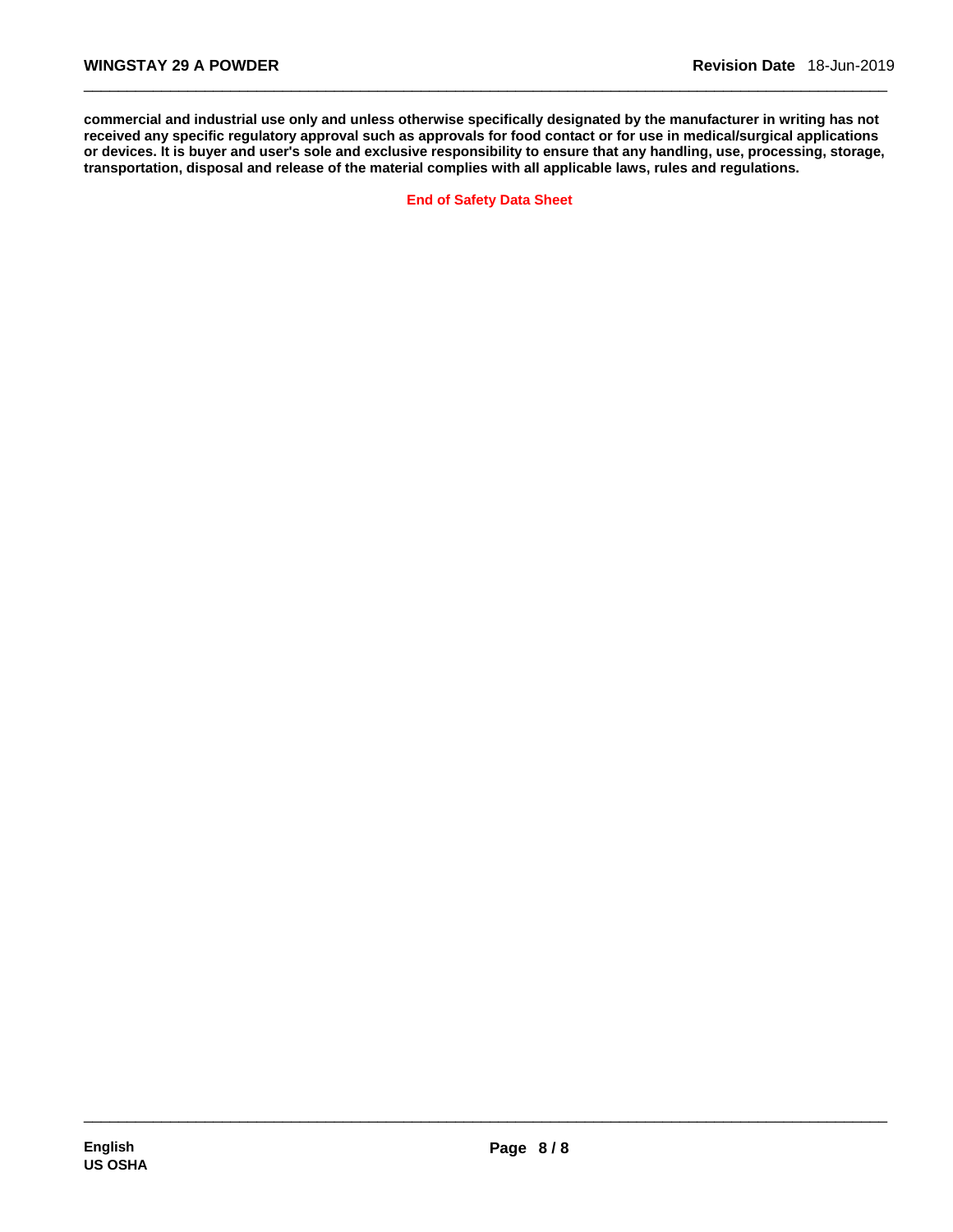**commercial and industrial use only and unless otherwise specifically designated by the manufacturer in writing has not received any specific regulatory approval such as approvals for food contact or for use in medical/surgical applications or devices. It is buyer and user's sole and exclusive responsibility to ensure that any handling, use, processing, storage, transportation, disposal and release of the material complies with all applicable laws, rules and regulations.**

**End of Safety Data Sheet**